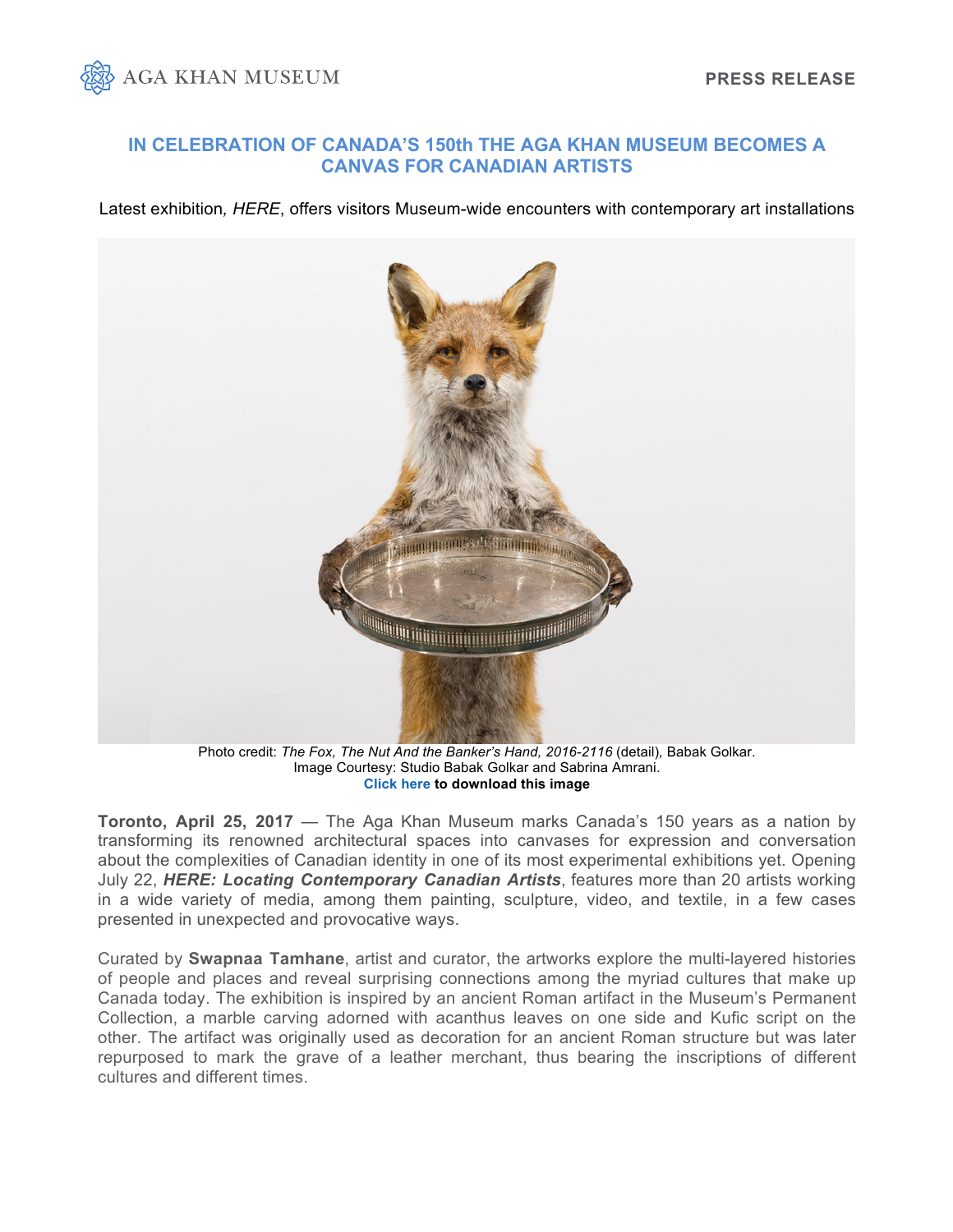AGA KHAN MUSEUM

PRESS RELEASE

# IN CELEBRATION OF CANADA'S 150th THE AGA KHAN MUSEUM BECOMES A CANVAS FOR CANADIAN ARTISTS

Latest exhibition*, HERE*, offers visitors Museum-wide encounters with contemporary art installations

Photo credit: *The Fox, The Nut And the Banker's Hand, 2016-2116* (detail), Babak Golkar.
Image Courtesy: Studio Babak Golkar and Sabrina Amrani.
**Click here to download this image**

**Toronto, April 25, 2017** — The Aga Khan Museum marks Canada's 150 years as a nation by transforming its renowned architectural spaces into canvases for expression and conversation about the complexities of Canadian identity in one of its most experimental exhibitions yet. Opening July 22, ***HERE: Locating Contemporary Canadian Artists***, features more than 20 artists working in a wide variety of media, among them painting, sculpture, video, and textile, in a few cases presented in unexpected and provocative ways.

Curated by **Swapnaa Tamhane**, artist and curator, the artworks explore the multi-layered histories of people and places and reveal surprising connections among the myriad cultures that make up Canada today. The exhibition is inspired by an ancient Roman artifact in the Museum's Permanent Collection, a marble carving adorned with acanthus leaves on one side and Kufic script on the other. The artifact was originally used as decoration for an ancient Roman structure but was later repurposed to mark the grave of a leather merchant, thus bearing the inscriptions of different cultures and different times.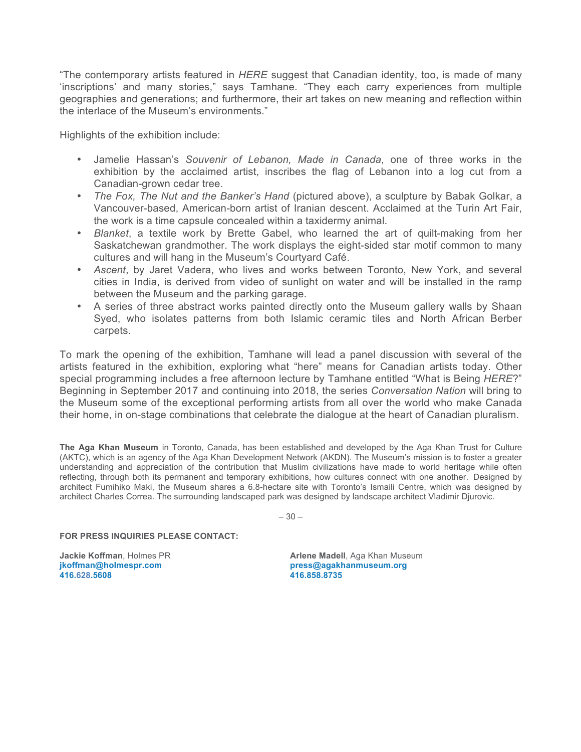"The contemporary artists featured in *HERE* suggest that Canadian identity, too, is made of many 'inscriptions' and many stories," says Tamhane. "They each carry experiences from multiple geographies and generations; and furthermore, their art takes on new meaning and reflection within the interlace of the Museum's environments."

Highlights of the exhibition include:

- Jamelie Hassan's *Souvenir of Lebanon, Made in Canada*, one of three works in the exhibition by the acclaimed artist, inscribes the flag of Lebanon into a log cut from a Canadian-grown cedar tree.
- *The Fox, The Nut and the Banker's Hand* (pictured above), a sculpture by Babak Golkar, a Vancouver-based, American-born artist of Iranian descent. Acclaimed at the Turin Art Fair, the work is a time capsule concealed within a taxidermy animal.
- *Blanket*, a textile work by Brette Gabel, who learned the art of quilt-making from her Saskatchewan grandmother. The work displays the eight-sided star motif common to many cultures and will hang in the Museum's Courtyard Café.
- *Ascent*, by Jaret Vadera, who lives and works between Toronto, New York, and several cities in India, is derived from video of sunlight on water and will be installed in the ramp between the Museum and the parking garage.
- A series of three abstract works painted directly onto the Museum gallery walls by Shaan Syed, who isolates patterns from both Islamic ceramic tiles and North African Berber carpets.

To mark the opening of the exhibition, Tamhane will lead a panel discussion with several of the artists featured in the exhibition, exploring what "here" means for Canadian artists today. Other special programming includes a free afternoon lecture by Tamhane entitled "What is Being *HERE*?" Beginning in September 2017 and continuing into 2018, the series *Conversation Nation* will bring to the Museum some of the exceptional performing artists from all over the world who make Canada their home, in on-stage combinations that celebrate the dialogue at the heart of Canadian pluralism.

**The Aga Khan Museum** in Toronto, Canada, has been established and developed by the Aga Khan Trust for Culture (AKTC), which is an agency of the Aga Khan Development Network (AKDN). The Museum's mission is to foster a greater understanding and appreciation of the contribution that Muslim civilizations have made to world heritage while often reflecting, through both its permanent and temporary exhibitions, how cultures connect with one another. Designed by architect Fumihiko Maki, the Museum shares a 6.8-hectare site with Toronto's Ismaili Centre, which was designed by architect Charles Correa. The surrounding landscaped park was designed by landscape architect Vladimir Djurovic.

– 30 –

**FOR PRESS INQUIRIES PLEASE CONTACT:**

**Jackie Koffman**, Holmes PR
**jkoffman@holmespr.com**
**416.628.5608**

**Arlene Madell**, Aga Khan Museum
**press@agakhanmuseum.org**
**416.858.8735**